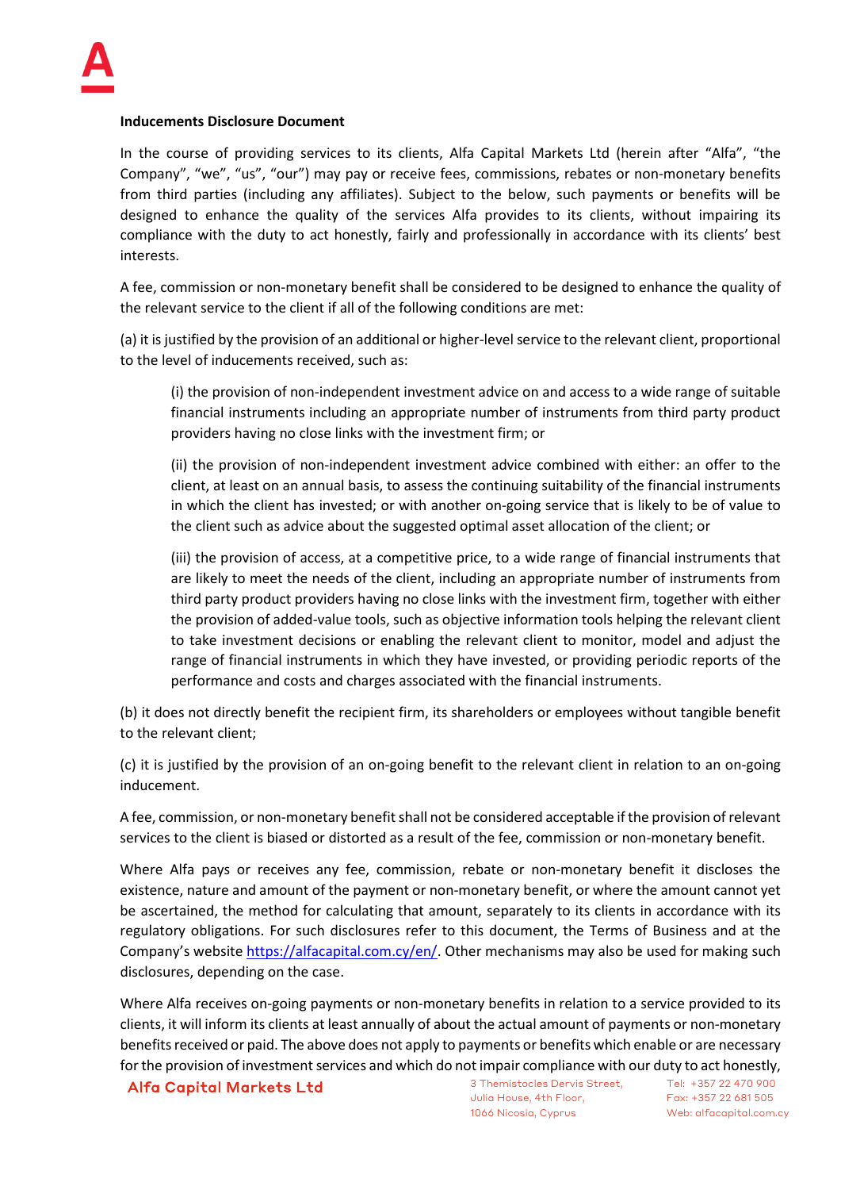**Inducements Disclosure Document**

In the course of providing services to its clients, Alfa Capital Markets Ltd (herein after "Alfa", "the Company", "we", "us", "our") may pay or receive fees, commissions, rebates or non-monetary benefits from third parties (including any affiliates). Subject to the below, such payments or benefits will be designed to enhance the quality of the services Alfa provides to its clients, without impairing its compliance with the duty to act honestly, fairly and professionally in accordance with its clients' best interests.

A fee, commission or non-monetary benefit shall be considered to be designed to enhance the quality of the relevant service to the client if all of the following conditions are met:

(a) it is justified by the provision of an additional or higher-level service to the relevant client, proportional to the level of inducements received, such as:

> (i) the provision of non-independent investment advice on and access to a wide range of suitable financial instruments including an appropriate number of instruments from third party product providers having no close links with the investment firm; or
>
> (ii) the provision of non-independent investment advice combined with either: an offer to the client, at least on an annual basis, to assess the continuing suitability of the financial instruments in which the client has invested; or with another on-going service that is likely to be of value to the client such as advice about the suggested optimal asset allocation of the client; or
>
> (iii) the provision of access, at a competitive price, to a wide range of financial instruments that are likely to meet the needs of the client, including an appropriate number of instruments from third party product providers having no close links with the investment firm, together with either the provision of added-value tools, such as objective information tools helping the relevant client to take investment decisions or enabling the relevant client to monitor, model and adjust the range of financial instruments in which they have invested, or providing periodic reports of the performance and costs and charges associated with the financial instruments.

(b) it does not directly benefit the recipient firm, its shareholders or employees without tangible benefit to the relevant client;

(c) it is justified by the provision of an on-going benefit to the relevant client in relation to an on-going inducement.

A fee, commission, or non-monetary benefit shall not be considered acceptable if the provision of relevant services to the client is biased or distorted as a result of the fee, commission or non-monetary benefit.

Where Alfa pays or receives any fee, commission, rebate or non-monetary benefit it discloses the existence, nature and amount of the payment or non-monetary benefit, or where the amount cannot yet be ascertained, the method for calculating that amount, separately to its clients in accordance with its regulatory obligations. For such disclosures refer to this document, the Terms of Business and at the Company's website [https://alfacapital.com.cy/en/](https://alfacapital.com.cy/en/). Other mechanisms may also be used for making such disclosures, depending on the case.

Where Alfa receives on-going payments or non-monetary benefits in relation to a service provided to its clients, it will inform its clients at least annually of about the actual amount of payments or non-monetary benefits received or paid. The above does not apply to payments or benefits which enable or are necessary for the provision of investment services and which do not impair compliance with our duty to act honestly,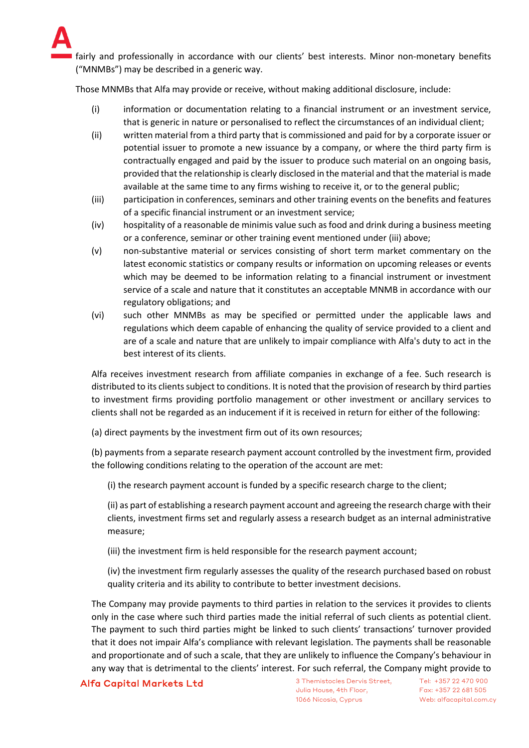fairly and professionally in accordance with our clients' best interests. Minor non-monetary benefits ("MNMBs") may be described in a generic way.

Those MNMBs that Alfa may provide or receive, without making additional disclosure, include:

(i) information or documentation relating to a financial instrument or an investment service, that is generic in nature or personalised to reflect the circumstances of an individual client;

(ii) written material from a third party that is commissioned and paid for by a corporate issuer or potential issuer to promote a new issuance by a company, or where the third party firm is contractually engaged and paid by the issuer to produce such material on an ongoing basis, provided that the relationship is clearly disclosed in the material and that the material is made available at the same time to any firms wishing to receive it, or to the general public;

(iii) participation in conferences, seminars and other training events on the benefits and features of a specific financial instrument or an investment service;

(iv) hospitality of a reasonable de minimis value such as food and drink during a business meeting or a conference, seminar or other training event mentioned under (iii) above;

(v) non-substantive material or services consisting of short term market commentary on the latest economic statistics or company results or information on upcoming releases or events which may be deemed to be information relating to a financial instrument or investment service of a scale and nature that it constitutes an acceptable MNMB in accordance with our regulatory obligations; and

(vi) such other MNMBs as may be specified or permitted under the applicable laws and regulations which deem capable of enhancing the quality of service provided to a client and are of a scale and nature that are unlikely to impair compliance with Alfa's duty to act in the best interest of its clients.

Alfa receives investment research from affiliate companies in exchange of a fee. Such research is distributed to its clients subject to conditions. It is noted that the provision of research by third parties to investment firms providing portfolio management or other investment or ancillary services to clients shall not be regarded as an inducement if it is received in return for either of the following:

(a) direct payments by the investment firm out of its own resources;

(b) payments from a separate research payment account controlled by the investment firm, provided the following conditions relating to the operation of the account are met:

(i) the research payment account is funded by a specific research charge to the client;

(ii) as part of establishing a research payment account and agreeing the research charge with their clients, investment firms set and regularly assess a research budget as an internal administrative measure;

(iii) the investment firm is held responsible for the research payment account;

(iv) the investment firm regularly assesses the quality of the research purchased based on robust quality criteria and its ability to contribute to better investment decisions.

The Company may provide payments to third parties in relation to the services it provides to clients only in the case where such third parties made the initial referral of such clients as potential client. The payment to such third parties might be linked to such clients' transactions' turnover provided that it does not impair Alfa's compliance with relevant legislation. The payments shall be reasonable and proportionate and of such a scale, that they are unlikely to influence the Company's behaviour in any way that is detrimental to the clients' interest. For such referral, the Company might provide to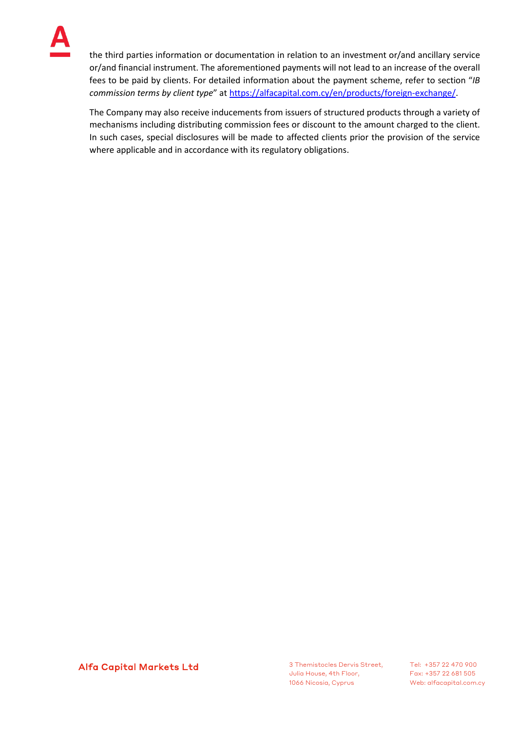the third parties information or documentation in relation to an investment or/and ancillary service or/and financial instrument. The aforementioned payments will not lead to an increase of the overall fees to be paid by clients. For detailed information about the payment scheme, refer to section "*IB commission terms by client type*" at [https://alfacapital.com.cy/en/products/foreign-exchange/](https://alfacapital.com.cy/en/products/foreign-exchange/).

The Company may also receive inducements from issuers of structured products through a variety of mechanisms including distributing commission fees or discount to the amount charged to the client. In such cases, special disclosures will be made to affected clients prior the provision of the service where applicable and in accordance with its regulatory obligations.